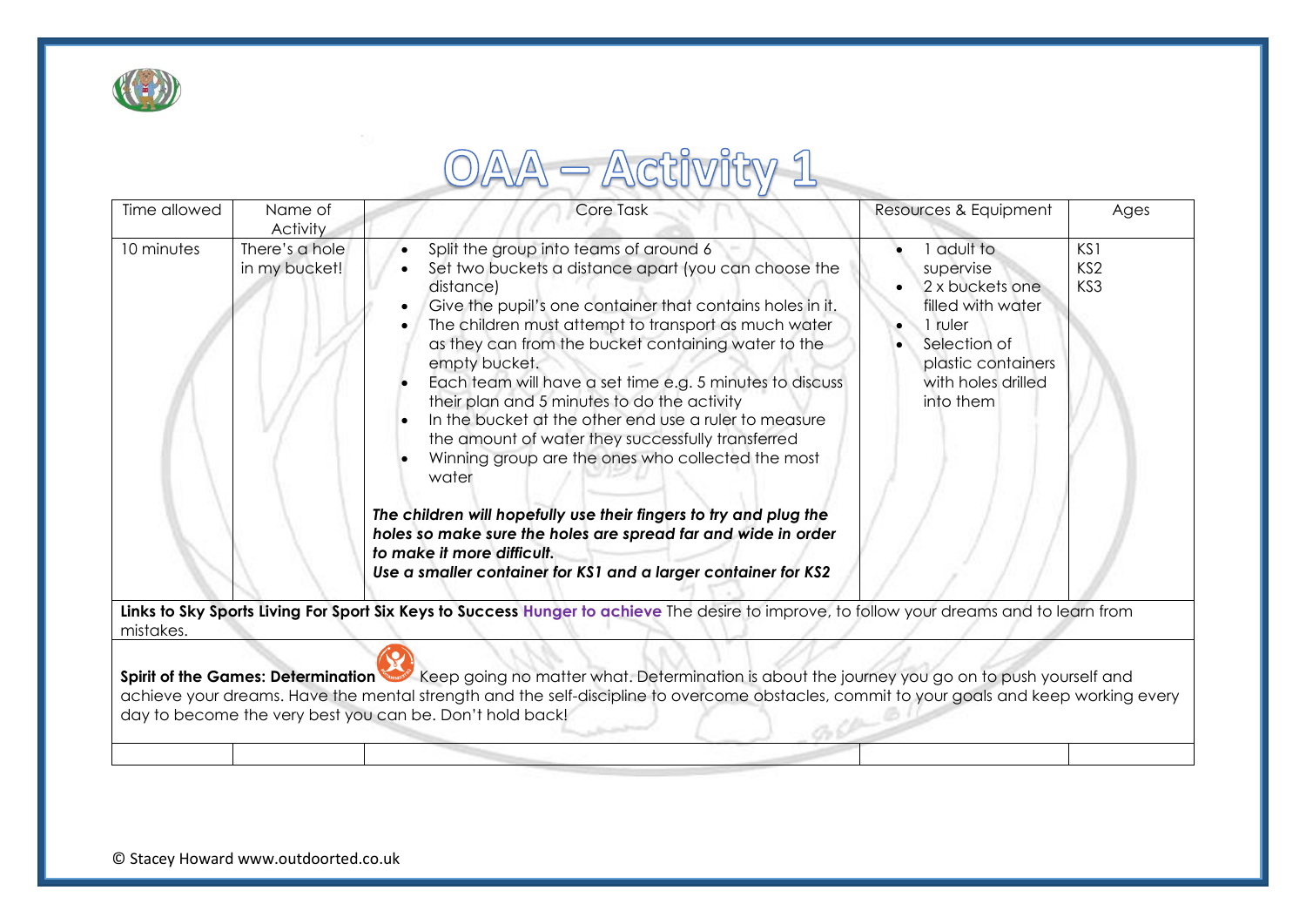# OAA – Activity 1

| Time allowed | Name of Activity | Core Task | Resources & Equipment | Ages |
|---|---|---|---|---|
| 10 minutes | There's a hole in my bucket! | • Split the group into teams of around 6<br>• Set two buckets a distance apart (you can choose the distance)<br>• Give the pupil's one container that contains holes in it.<br>• The children must attempt to transport as much water as they can from the bucket containing water to the empty bucket.<br>• Each team will have a set time e.g. 5 minutes to discuss their plan and 5 minutes to do the activity<br>• In the bucket at the other end use a ruler to measure the amount of water they successfully transferred<br>• Winning group are the ones who collected the most water<br><br>***The children will hopefully use their fingers to try and plug the holes so make sure the holes are spread far and wide in order to make it more difficult.***<br>***Use a smaller container for KS1 and a larger container for KS2*** | • 1 adult to supervise<br>• 2 x buckets one filled with water<br>• 1 ruler<br>• Selection of plastic containers with holes drilled into them | KS1<br>KS2<br>KS3 |
| **Links to Sky Sports Living For Sport Six Keys to Success** **Hunger to achieve** The desire to improve, to follow your dreams and to learn from mistakes. | | | | |
| **Spirit of the Games: Determination** Keep going no matter what. Determination is about the journey you go on to push yourself and achieve your dreams. Have the mental strength and the self-discipline to overcome obstacles, commit to your goals and keep working every day to become the very best you can be. Don't hold back! | | | | |
| | | | | |

© Stacey Howard www.outdoorted.co.uk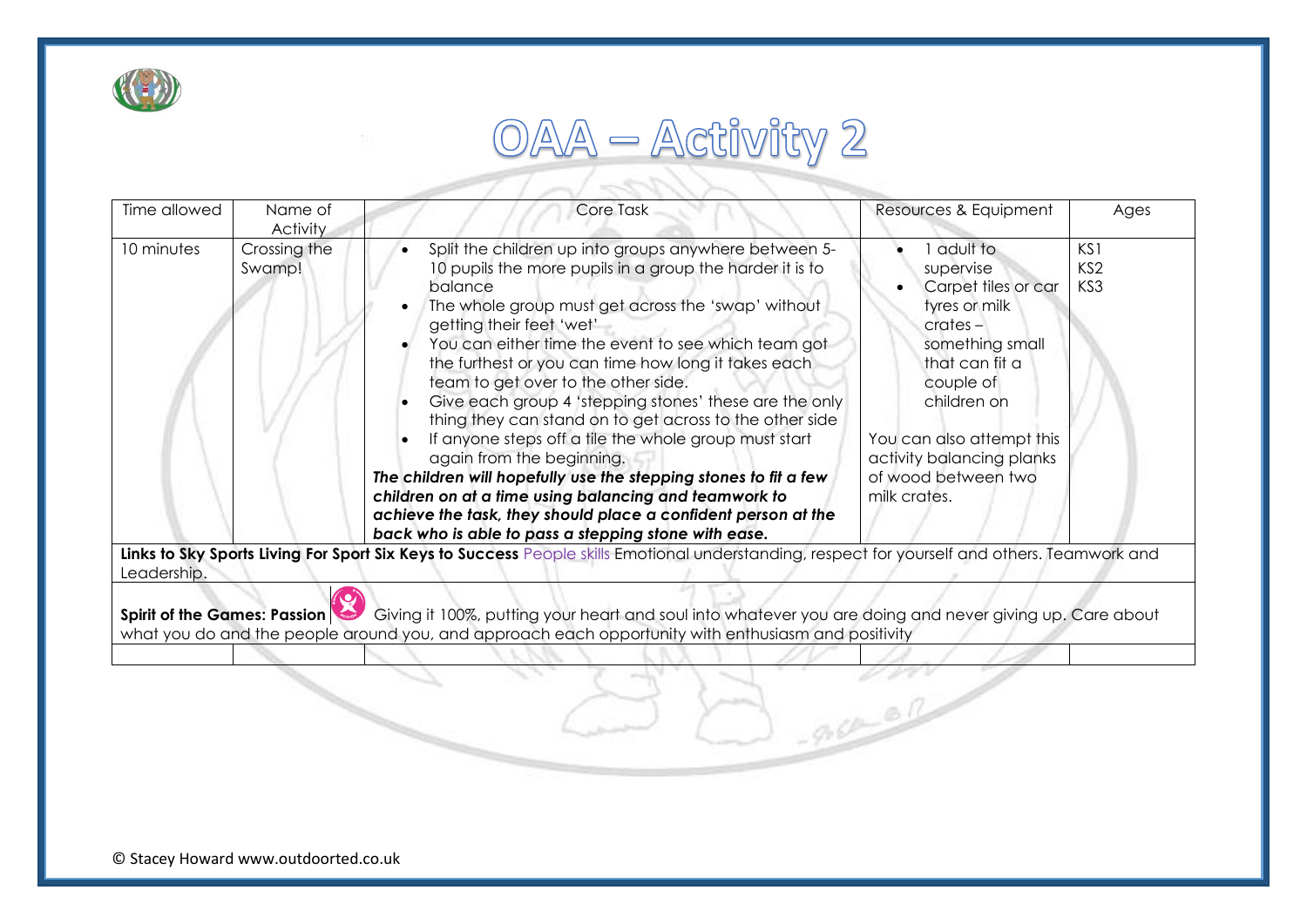# OAA – Activity 2

| Time allowed | Name of Activity | Core Task | Resources & Equipment | Ages |
|---|---|---|---|---|
| 10 minutes | Crossing the Swamp! | • Split the children up into groups anywhere between 5-10 pupils the more pupils in a group the harder it is to balance<br>• The whole group must get across the 'swap' without getting their feet 'wet'<br>• You can either time the event to see which team got the furthest or you can time how long it takes each team to get over to the other side.<br>• Give each group 4 'stepping stones' these are the only thing they can stand on to get across to the other side<br>• If anyone steps off a tile the whole group must start again from the beginning.<br>***The children will hopefully use the stepping stones to fit a few children on at a time using balancing and teamwork to achieve the task, they should place a confident person at the back who is able to pass a stepping stone with ease.*** | • 1 adult to supervise<br>• Carpet tiles or car tyres or milk crates – something small that can fit a couple of children on<br><br>You can also attempt this activity balancing planks of wood between two milk crates. | KS1<br>KS2<br>KS3 |
| **Links to Sky Sports Living For Sport Six Keys to Success** People skills Emotional understanding, respect for yourself and others. Teamwork and Leadership. | | | | |
| **Spirit of the Games: Passion** Giving it 100%, putting your heart and soul into whatever you are doing and never giving up. Care about what you do and the people around you, and approach each opportunity with enthusiasm and positivity | | | | |
| | | | | |

© Stacey Howard www.outdoorted.co.uk